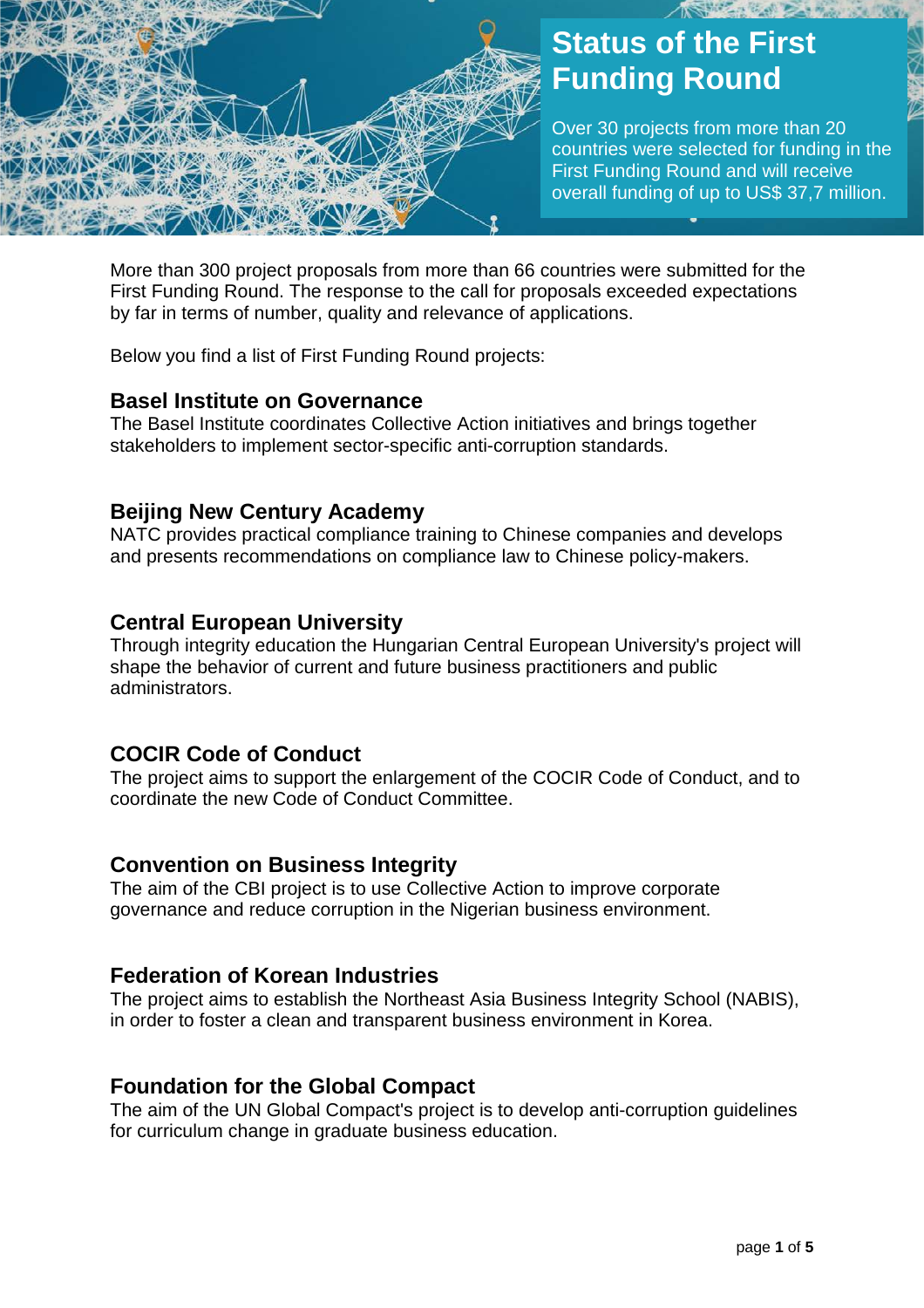# Status of the First Funding Round

Over 30 projects from more than 20 countries were selected for funding in the First Funding Round and will receive overall funding of up to US$ 37,7 million.

More than 300 project proposals from more than 66 countries were submitted for the First Funding Round. The response to the call for proposals exceeded expectations by far in terms of number, quality and relevance of applications.

Below you find a list of First Funding Round projects:

## Basel Institute on Governance

The Basel Institute coordinates Collective Action initiatives and brings together stakeholders to implement sector-specific anti-corruption standards.

## Beijing New Century Academy

NATC provides practical compliance training to Chinese companies and develops and presents recommendations on compliance law to Chinese policy-makers.

## Central European University

Through integrity education the Hungarian Central European University's project will shape the behavior of current and future business practitioners and public administrators.

## COCIR Code of Conduct

The project aims to support the enlargement of the COCIR Code of Conduct, and to coordinate the new Code of Conduct Committee.

## Convention on Business Integrity

The aim of the CBI project is to use Collective Action to improve corporate governance and reduce corruption in the Nigerian business environment.

## Federation of Korean Industries

The project aims to establish the Northeast Asia Business Integrity School (NABIS), in order to foster a clean and transparent business environment in Korea.

## Foundation for the Global Compact

The aim of the UN Global Compact's project is to develop anti-corruption guidelines for curriculum change in graduate business education.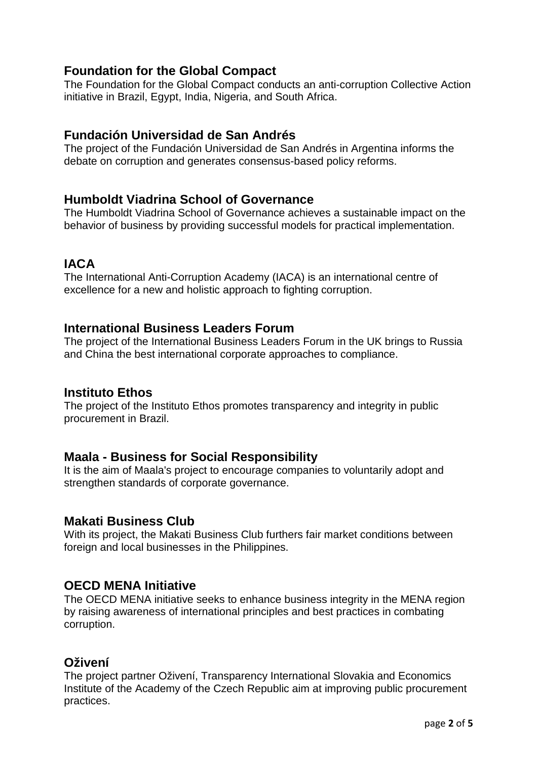## Foundation for the Global Compact

The Foundation for the Global Compact conducts an anti-corruption Collective Action initiative in Brazil, Egypt, India, Nigeria, and South Africa.

## Fundación Universidad de San Andrés

The project of the Fundación Universidad de San Andrés in Argentina informs the debate on corruption and generates consensus-based policy reforms.

## Humboldt Viadrina School of Governance

The Humboldt Viadrina School of Governance achieves a sustainable impact on the behavior of business by providing successful models for practical implementation.

## IACA

The International Anti-Corruption Academy (IACA) is an international centre of excellence for a new and holistic approach to fighting corruption.

## International Business Leaders Forum

The project of the International Business Leaders Forum in the UK brings to Russia and China the best international corporate approaches to compliance.

## Instituto Ethos

The project of the Instituto Ethos promotes transparency and integrity in public procurement in Brazil.

## Maala - Business for Social Responsibility

It is the aim of Maala's project to encourage companies to voluntarily adopt and strengthen standards of corporate governance.

## Makati Business Club

With its project, the Makati Business Club furthers fair market conditions between foreign and local businesses in the Philippines.

## OECD MENA Initiative

The OECD MENA initiative seeks to enhance business integrity in the MENA region by raising awareness of international principles and best practices in combating corruption.

## Oživení

The project partner Oživení, Transparency International Slovakia and Economics Institute of the Academy of the Czech Republic aim at improving public procurement practices.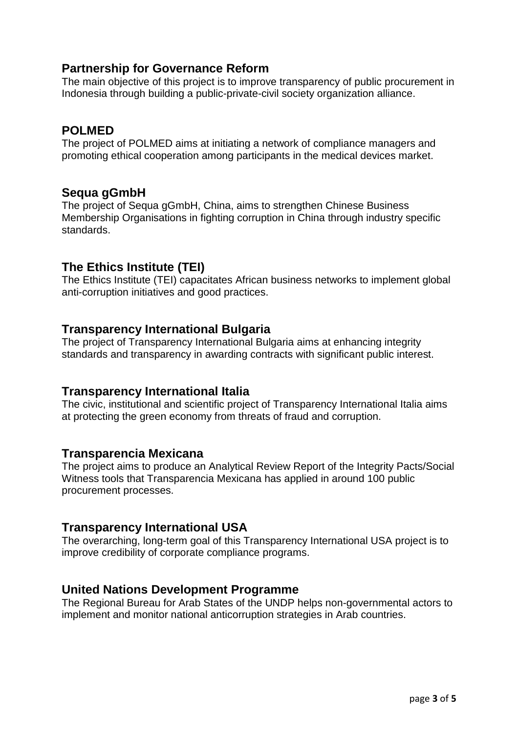## Partnership for Governance Reform

The main objective of this project is to improve transparency of public procurement in Indonesia through building a public-private-civil society organization alliance.

## POLMED

The project of POLMED aims at initiating a network of compliance managers and promoting ethical cooperation among participants in the medical devices market.

## Sequa gGmbH

The project of Sequa gGmbH, China, aims to strengthen Chinese Business Membership Organisations in fighting corruption in China through industry specific standards.

## The Ethics Institute (TEI)

The Ethics Institute (TEI) capacitates African business networks to implement global anti-corruption initiatives and good practices.

## Transparency International Bulgaria

The project of Transparency International Bulgaria aims at enhancing integrity standards and transparency in awarding contracts with significant public interest.

## Transparency International Italia

The civic, institutional and scientific project of Transparency International Italia aims at protecting the green economy from threats of fraud and corruption.

## Transparencia Mexicana

The project aims to produce an Analytical Review Report of the Integrity Pacts/Social Witness tools that Transparencia Mexicana has applied in around 100 public procurement processes.

## Transparency International USA

The overarching, long-term goal of this Transparency International USA project is to improve credibility of corporate compliance programs.

## United Nations Development Programme

The Regional Bureau for Arab States of the UNDP helps non-governmental actors to implement and monitor national anticorruption strategies in Arab countries.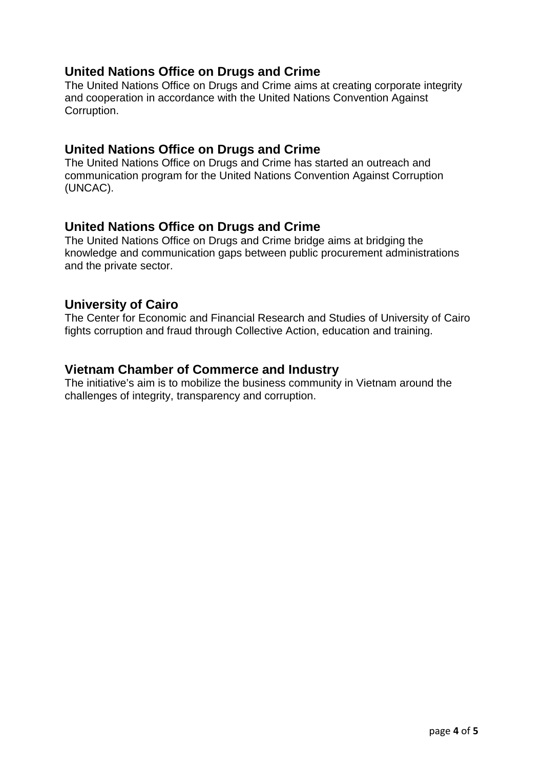## United Nations Office on Drugs and Crime

The United Nations Office on Drugs and Crime aims at creating corporate integrity and cooperation in accordance with the United Nations Convention Against Corruption.

## United Nations Office on Drugs and Crime

The United Nations Office on Drugs and Crime has started an outreach and communication program for the United Nations Convention Against Corruption (UNCAC).

## United Nations Office on Drugs and Crime

The United Nations Office on Drugs and Crime bridge aims at bridging the knowledge and communication gaps between public procurement administrations and the private sector.

## University of Cairo

The Center for Economic and Financial Research and Studies of University of Cairo fights corruption and fraud through Collective Action, education and training.

## Vietnam Chamber of Commerce and Industry

The initiative's aim is to mobilize the business community in Vietnam around the challenges of integrity, transparency and corruption.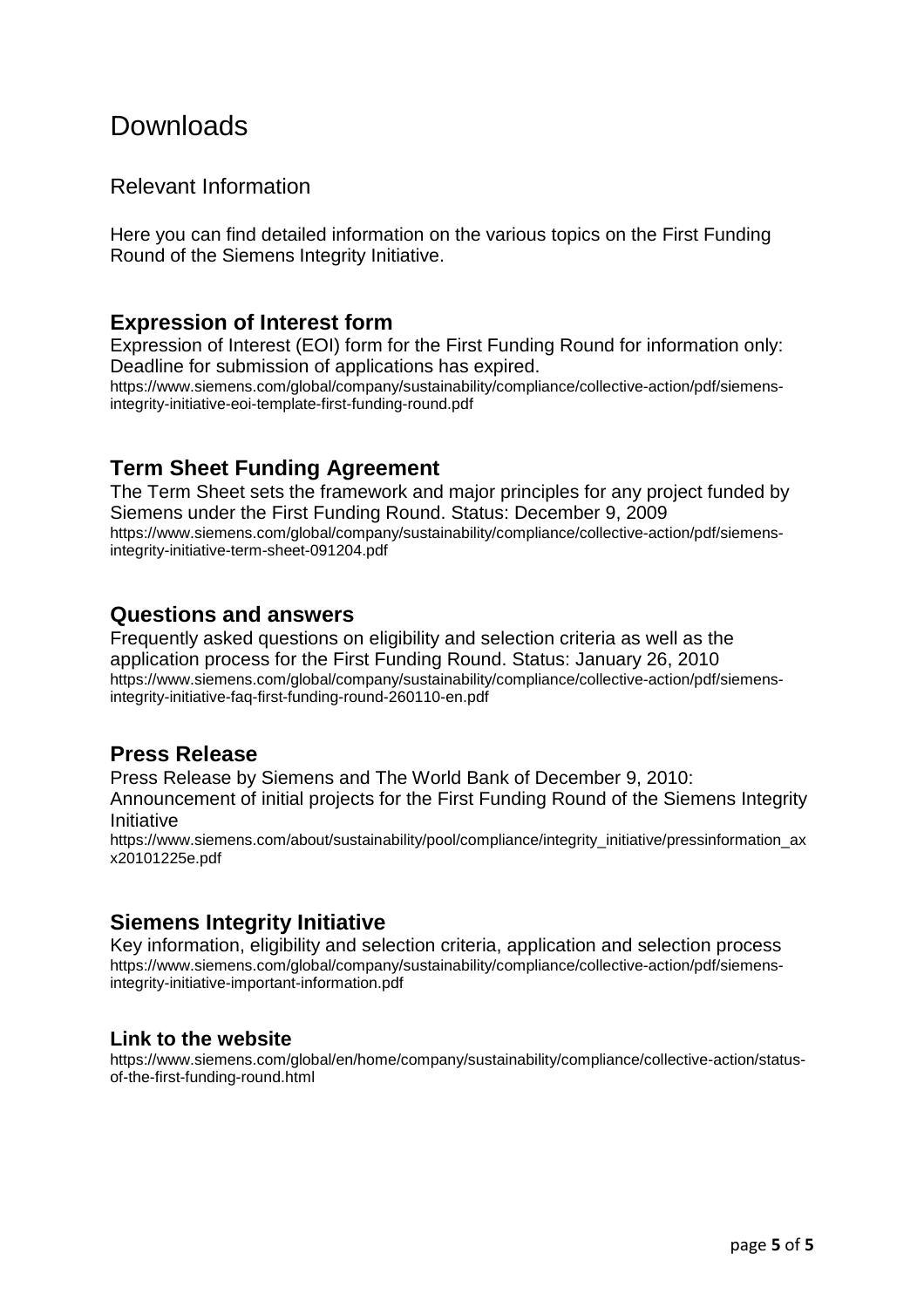# Downloads

## Relevant Information

Here you can find detailed information on the various topics on the First Funding Round of the Siemens Integrity Initiative.

### Expression of Interest form

Expression of Interest (EOI) form for the First Funding Round for information only: Deadline for submission of applications has expired.
https://www.siemens.com/global/company/sustainability/compliance/collective-action/pdf/siemens-integrity-initiative-eoi-template-first-funding-round.pdf

### Term Sheet Funding Agreement

The Term Sheet sets the framework and major principles for any project funded by Siemens under the First Funding Round. Status: December 9, 2009
https://www.siemens.com/global/company/sustainability/compliance/collective-action/pdf/siemens-integrity-initiative-term-sheet-091204.pdf

### Questions and answers

Frequently asked questions on eligibility and selection criteria as well as the application process for the First Funding Round. Status: January 26, 2010
https://www.siemens.com/global/company/sustainability/compliance/collective-action/pdf/siemens-integrity-initiative-faq-first-funding-round-260110-en.pdf

### Press Release

Press Release by Siemens and The World Bank of December 9, 2010:
Announcement of initial projects for the First Funding Round of the Siemens Integrity Initiative
https://www.siemens.com/about/sustainability/pool/compliance/integrity_initiative/pressinformation_axx20101225e.pdf

### Siemens Integrity Initiative

Key information, eligibility and selection criteria, application and selection process
https://www.siemens.com/global/company/sustainability/compliance/collective-action/pdf/siemens-integrity-initiative-important-information.pdf

#### Link to the website

https://www.siemens.com/global/en/home/company/sustainability/compliance/collective-action/status-of-the-first-funding-round.html